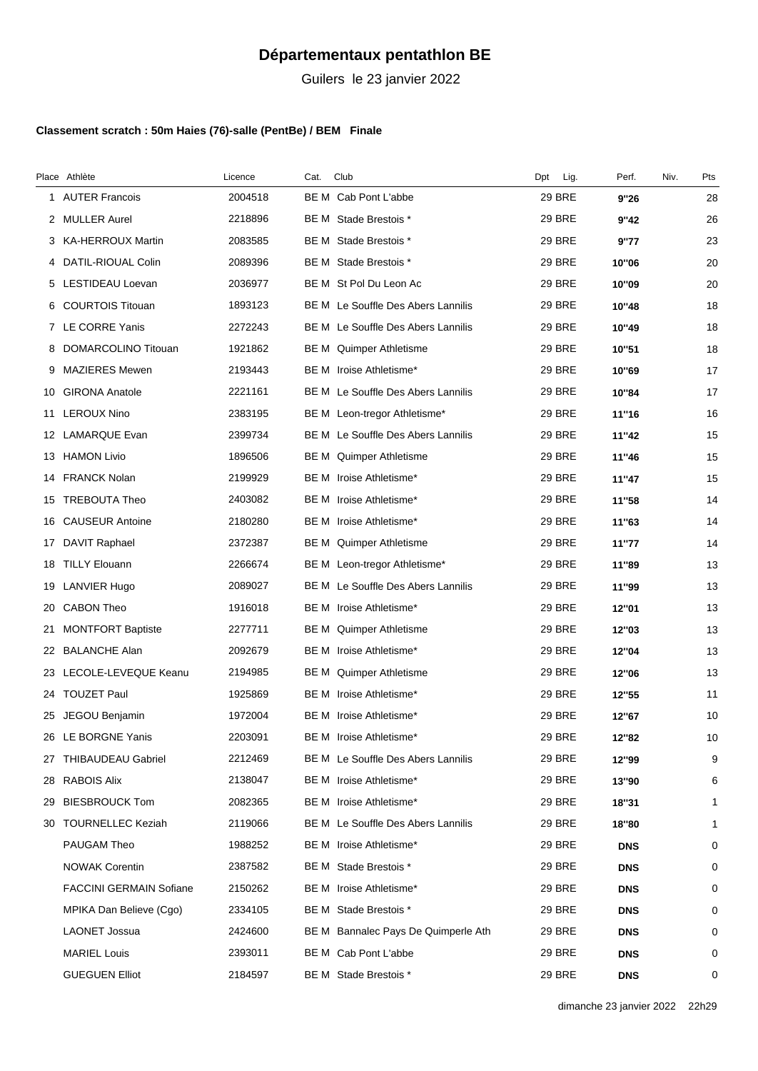# Départementaux pentathlon BE

Guilers le 23 janvier 2022

**Classement scratch : 50m Haies (76)-salle (PentBe) / BEM Finale**

| Place | Athlète | Licence | Cat. | Club | Dpt | Lig. | Perf. | Niv. | Pts |
|---|---|---|---|---|---|---|---|---|---|
| 1 | AUTER Francois | 2004518 | BE M | Cab Pont L'abbe | 29 | BRE | **9''26** | | 28 |
| 2 | MULLER Aurel | 2218896 | BE M | Stade Brestois * | 29 | BRE | **9''42** | | 26 |
| 3 | KA-HERROUX Martin | 2083585 | BE M | Stade Brestois * | 29 | BRE | **9''77** | | 23 |
| 4 | DATIL-RIOUAL Colin | 2089396 | BE M | Stade Brestois * | 29 | BRE | **10''06** | | 20 |
| 5 | LESTIDEAU Loevan | 2036977 | BE M | St Pol Du Leon Ac | 29 | BRE | **10''09** | | 20 |
| 6 | COURTOIS Titouan | 1893123 | BE M | Le Souffle Des Abers Lannilis | 29 | BRE | **10''48** | | 18 |
| 7 | LE CORRE Yanis | 2272243 | BE M | Le Souffle Des Abers Lannilis | 29 | BRE | **10''49** | | 18 |
| 8 | DOMARCOLINO Titouan | 1921862 | BE M | Quimper Athletisme | 29 | BRE | **10''51** | | 18 |
| 9 | MAZIERES Mewen | 2193443 | BE M | Iroise Athletisme* | 29 | BRE | **10''69** | | 17 |
| 10 | GIRONA Anatole | 2221161 | BE M | Le Souffle Des Abers Lannilis | 29 | BRE | **10''84** | | 17 |
| 11 | LEROUX Nino | 2383195 | BE M | Leon-tregor Athletisme* | 29 | BRE | **11''16** | | 16 |
| 12 | LAMARQUE Evan | 2399734 | BE M | Le Souffle Des Abers Lannilis | 29 | BRE | **11''42** | | 15 |
| 13 | HAMON Livio | 1896506 | BE M | Quimper Athletisme | 29 | BRE | **11''46** | | 15 |
| 14 | FRANCK Nolan | 2199929 | BE M | Iroise Athletisme* | 29 | BRE | **11''47** | | 15 |
| 15 | TREBOUTA Theo | 2403082 | BE M | Iroise Athletisme* | 29 | BRE | **11''58** | | 14 |
| 16 | CAUSEUR Antoine | 2180280 | BE M | Iroise Athletisme* | 29 | BRE | **11''63** | | 14 |
| 17 | DAVIT Raphael | 2372387 | BE M | Quimper Athletisme | 29 | BRE | **11''77** | | 14 |
| 18 | TILLY Elouann | 2266674 | BE M | Leon-tregor Athletisme* | 29 | BRE | **11''89** | | 13 |
| 19 | LANVIER Hugo | 2089027 | BE M | Le Souffle Des Abers Lannilis | 29 | BRE | **11''99** | | 13 |
| 20 | CABON Theo | 1916018 | BE M | Iroise Athletisme* | 29 | BRE | **12''01** | | 13 |
| 21 | MONTFORT Baptiste | 2277711 | BE M | Quimper Athletisme | 29 | BRE | **12''03** | | 13 |
| 22 | BALANCHE Alan | 2092679 | BE M | Iroise Athletisme* | 29 | BRE | **12''04** | | 13 |
| 23 | LECOLE-LEVEQUE Keanu | 2194985 | BE M | Quimper Athletisme | 29 | BRE | **12''06** | | 13 |
| 24 | TOUZET Paul | 1925869 | BE M | Iroise Athletisme* | 29 | BRE | **12''55** | | 11 |
| 25 | JEGOU Benjamin | 1972004 | BE M | Iroise Athletisme* | 29 | BRE | **12''67** | | 10 |
| 26 | LE BORGNE Yanis | 2203091 | BE M | Iroise Athletisme* | 29 | BRE | **12''82** | | 10 |
| 27 | THIBAUDEAU Gabriel | 2212469 | BE M | Le Souffle Des Abers Lannilis | 29 | BRE | **12''99** | | 9 |
| 28 | RABOIS Alix | 2138047 | BE M | Iroise Athletisme* | 29 | BRE | **13''90** | | 6 |
| 29 | BIESBROUCK Tom | 2082365 | BE M | Iroise Athletisme* | 29 | BRE | **18''31** | | 1 |
| 30 | TOURNELLEC Keziah | 2119066 | BE M | Le Souffle Des Abers Lannilis | 29 | BRE | **18''80** | | 1 |
| | PAUGAM Theo | 1988252 | BE M | Iroise Athletisme* | 29 | BRE | **DNS** | | 0 |
| | NOWAK Corentin | 2387582 | BE M | Stade Brestois * | 29 | BRE | **DNS** | | 0 |
| | FACCINI GERMAIN Sofiane | 2150262 | BE M | Iroise Athletisme* | 29 | BRE | **DNS** | | 0 |
| | MPIKA Dan Believe (Cgo) | 2334105 | BE M | Stade Brestois * | 29 | BRE | **DNS** | | 0 |
| | LAONET Jossua | 2424600 | BE M | Bannalec Pays De Quimperle Ath | 29 | BRE | **DNS** | | 0 |
| | MARIEL Louis | 2393011 | BE M | Cab Pont L'abbe | 29 | BRE | **DNS** | | 0 |
| | GUEGUEN Elliot | 2184597 | BE M | Stade Brestois * | 29 | BRE | **DNS** | | 0 |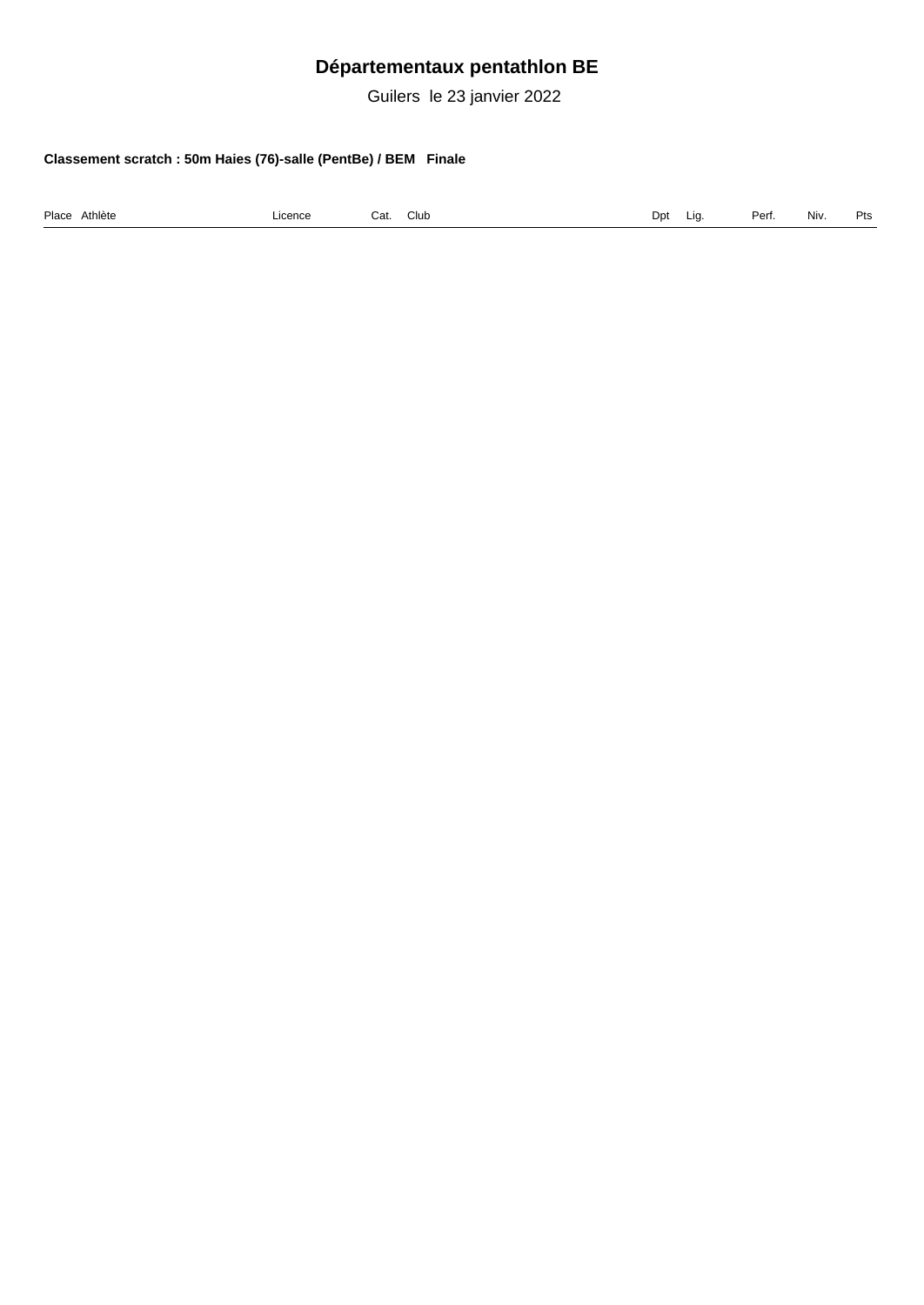# Départementaux pentathlon BE

Guilers le 23 janvier 2022

**Classement scratch : 50m Haies (76)-salle (PentBe) / BEM Finale**

| Place | Athlète | Licence | Cat. | Club | Dpt | Lig. | Perf. | Niv. | Pts |
|---|---|---|---|---|---|---|---|---|---|